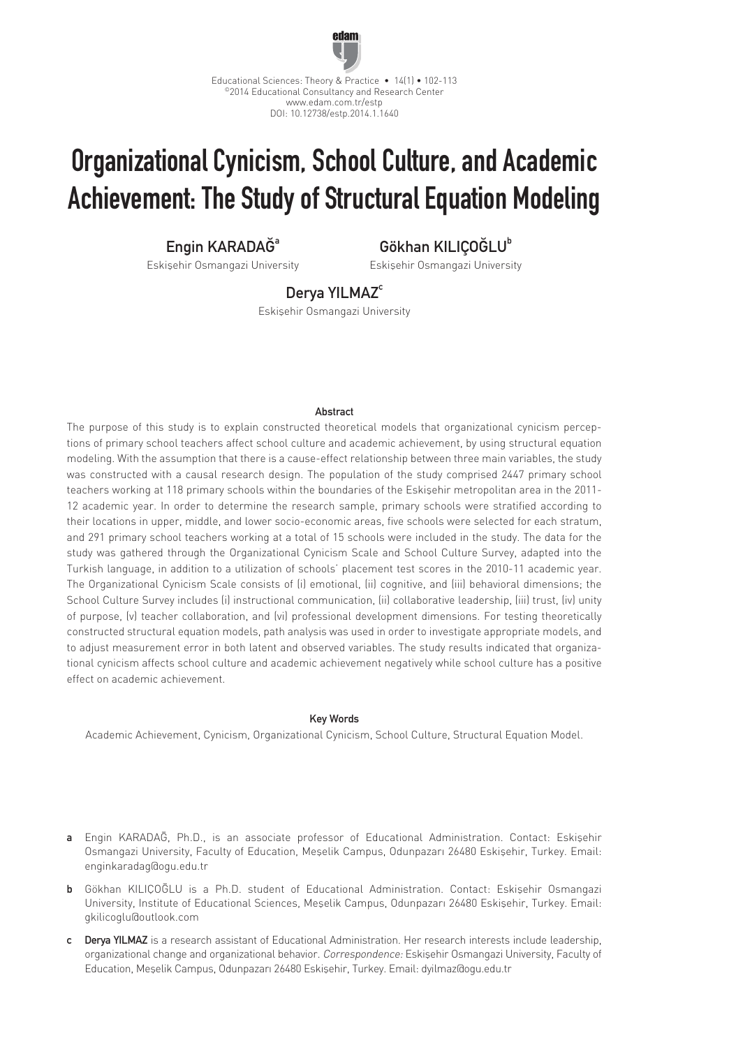# Organizational Cynicism, School Culture, and Academic Achievement: The Study of Structural Equation Modeling

**Engin KARADAĞ**[a]
Eskişehir Osmangazi University

**Gökhan KILIÇOĞLU**[b]
Eskişehir Osmangazi University

**Derya YILMAZ**[c]
Eskişehir Osmangazi University

### Abstract

The purpose of this study is to explain constructed theoretical models that organizational cynicism perceptions of primary school teachers affect school culture and academic achievement, by using structural equation modeling. With the assumption that there is a cause-effect relationship between three main variables, the study was constructed with a causal research design. The population of the study comprised 2447 primary school teachers working at 118 primary schools within the boundaries of the Eskişehir metropolitan area in the 2011-12 academic year. In order to determine the research sample, primary schools were stratified according to their locations in upper, middle, and lower socio-economic areas, five schools were selected for each stratum, and 291 primary school teachers working at a total of 15 schools were included in the study. The data for the study was gathered through the Organizational Cynicism Scale and School Culture Survey, adapted into the Turkish language, in addition to a utilization of schools' placement test scores in the 2010-11 academic year. The Organizational Cynicism Scale consists of (i) emotional, (ii) cognitive, and (iii) behavioral dimensions; the School Culture Survey includes (i) instructional communication, (ii) collaborative leadership, (iii) trust, (iv) unity of purpose, (v) teacher collaboration, and (vi) professional development dimensions. For testing theoretically constructed structural equation models, path analysis was used in order to investigate appropriate models, and to adjust measurement error in both latent and observed variables. The study results indicated that organizational cynicism affects school culture and academic achievement negatively while school culture has a positive effect on academic achievement.

### Key Words

Academic Achievement, Cynicism, Organizational Cynicism, School Culture, Structural Equation Model.

---

**a** Engin KARADAĞ, Ph.D., is an associate professor of Educational Administration. Contact: Eskişehir Osmangazi University, Faculty of Education, Meşelik Campus, Odunpazarı 26480 Eskişehir, Turkey. Email: enginkaradag@ogu.edu.tr

**b** Gökhan KILIÇOĞLU is a Ph.D. student of Educational Administration. Contact: Eskişehir Osmangazi University, Institute of Educational Sciences, Meşelik Campus, Odunpazarı 26480 Eskişehir, Turkey. Email: gkilicoglu@outlook.com

**c** **Derya YILMAZ** is a research assistant of Educational Administration. Her research interests include leadership, organizational change and organizational behavior. *Correspondence:* Eskişehir Osmangazi University, Faculty of Education, Meşelik Campus, Odunpazarı 26480 Eskişehir, Turkey. Email: dyilmaz@ogu.edu.tr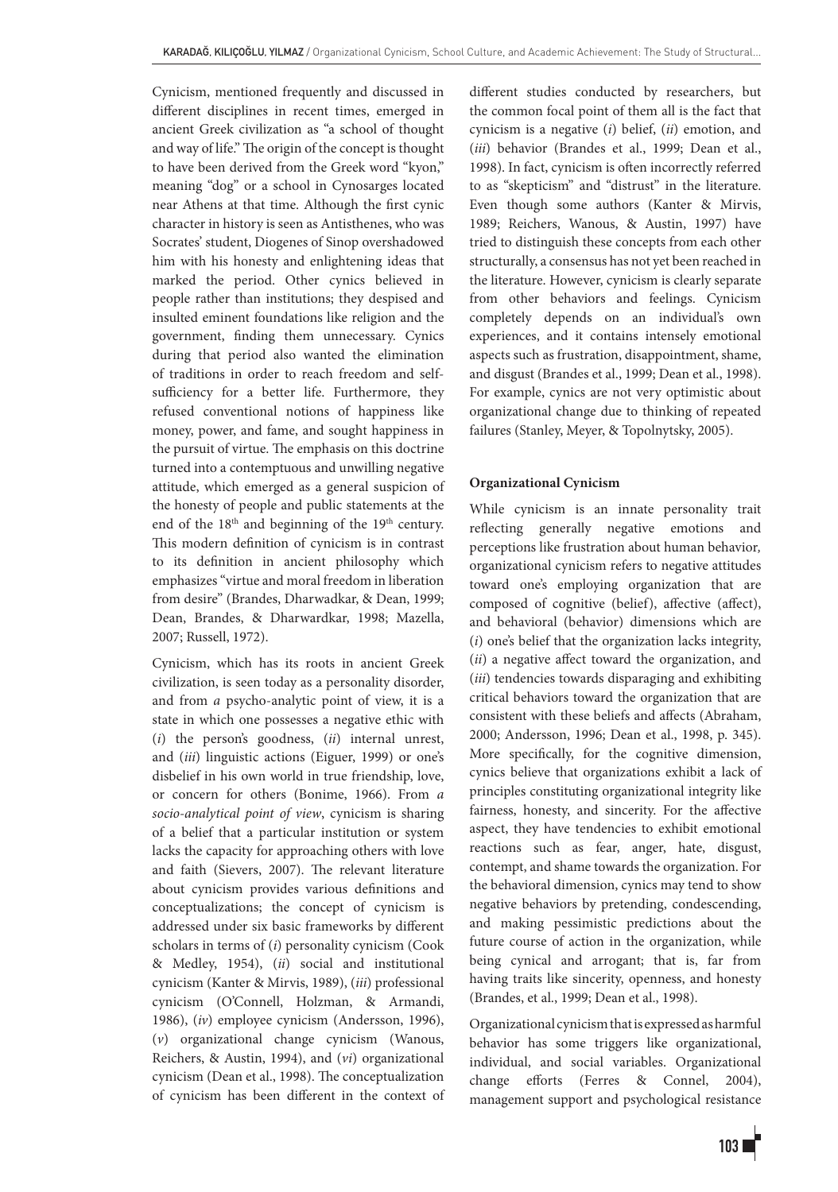Cynicism, mentioned frequently and discussed in different disciplines in recent times, emerged in ancient Greek civilization as "a school of thought and way of life." The origin of the concept is thought to have been derived from the Greek word "kyon," meaning "dog" or a school in Cynosarges located near Athens at that time. Although the first cynic character in history is seen as Antisthenes, who was Socrates' student, Diogenes of Sinop overshadowed him with his honesty and enlightening ideas that marked the period. Other cynics believed in people rather than institutions; they despised and insulted eminent foundations like religion and the government, finding them unnecessary. Cynics during that period also wanted the elimination of traditions in order to reach freedom and self-sufficiency for a better life. Furthermore, they refused conventional notions of happiness like money, power, and fame, and sought happiness in the pursuit of virtue. The emphasis on this doctrine turned into a contemptuous and unwilling negative attitude, which emerged as a general suspicion of the honesty of people and public statements at the end of the 18th and beginning of the 19th century. This modern definition of cynicism is in contrast to its definition in ancient philosophy which emphasizes "virtue and moral freedom in liberation from desire" (Brandes, Dharwadkar, & Dean, 1999; Dean, Brandes, & Dharwardkar, 1998; Mazella, 2007; Russell, 1972).

Cynicism, which has its roots in ancient Greek civilization, is seen today as a personality disorder, and from *a* psycho-analytic point of view, it is a state in which one possesses a negative ethic with (*i*) the person's goodness, (*ii*) internal unrest, and (*iii*) linguistic actions (Eiguer, 1999) or one's disbelief in his own world in true friendship, love, or concern for others (Bonime, 1966). From *a socio-analytical point of view*, cynicism is sharing of a belief that a particular institution or system lacks the capacity for approaching others with love and faith (Sievers, 2007). The relevant literature about cynicism provides various definitions and conceptualizations; the concept of cynicism is addressed under six basic frameworks by different scholars in terms of (*i*) personality cynicism (Cook & Medley, 1954), (*ii*) social and institutional cynicism (Kanter & Mirvis, 1989), (*iii*) professional cynicism (O'Connell, Holzman, & Armandi, 1986), (*iv*) employee cynicism (Andersson, 1996), (*v*) organizational change cynicism (Wanous, Reichers, & Austin, 1994), and (*vi*) organizational cynicism (Dean et al., 1998). The conceptualization of cynicism has been different in the context of different studies conducted by researchers, but the common focal point of them all is the fact that cynicism is a negative (*i*) belief, (*ii*) emotion, and (*iii*) behavior (Brandes et al., 1999; Dean et al., 1998). In fact, cynicism is often incorrectly referred to as "skepticism" and "distrust" in the literature. Even though some authors (Kanter & Mirvis, 1989; Reichers, Wanous, & Austin, 1997) have tried to distinguish these concepts from each other structurally, a consensus has not yet been reached in the literature. However, cynicism is clearly separate from other behaviors and feelings. Cynicism completely depends on an individual's own experiences, and it contains intensely emotional aspects such as frustration, disappointment, shame, and disgust (Brandes et al., 1999; Dean et al., 1998). For example, cynics are not very optimistic about organizational change due to thinking of repeated failures (Stanley, Meyer, & Topolnytsky, 2005).

**Organizational Cynicism**

While cynicism is an innate personality trait reflecting generally negative emotions and perceptions like frustration about human behavior, organizational cynicism refers to negative attitudes toward one's employing organization that are composed of cognitive (belief), affective (affect), and behavioral (behavior) dimensions which are (*i*) one's belief that the organization lacks integrity, (*ii*) a negative affect toward the organization, and (*iii*) tendencies towards disparaging and exhibiting critical behaviors toward the organization that are consistent with these beliefs and affects (Abraham, 2000; Andersson, 1996; Dean et al., 1998, p. 345). More specifically, for the cognitive dimension, cynics believe that organizations exhibit a lack of principles constituting organizational integrity like fairness, honesty, and sincerity. For the affective aspect, they have tendencies to exhibit emotional reactions such as fear, anger, hate, disgust, contempt, and shame towards the organization. For the behavioral dimension, cynics may tend to show negative behaviors by pretending, condescending, and making pessimistic predictions about the future course of action in the organization, while being cynical and arrogant; that is, far from having traits like sincerity, openness, and honesty (Brandes, et al., 1999; Dean et al., 1998).

Organizational cynicism that is expressed as harmful behavior has some triggers like organizational, individual, and social variables. Organizational change efforts (Ferres & Connel, 2004), management support and psychological resistance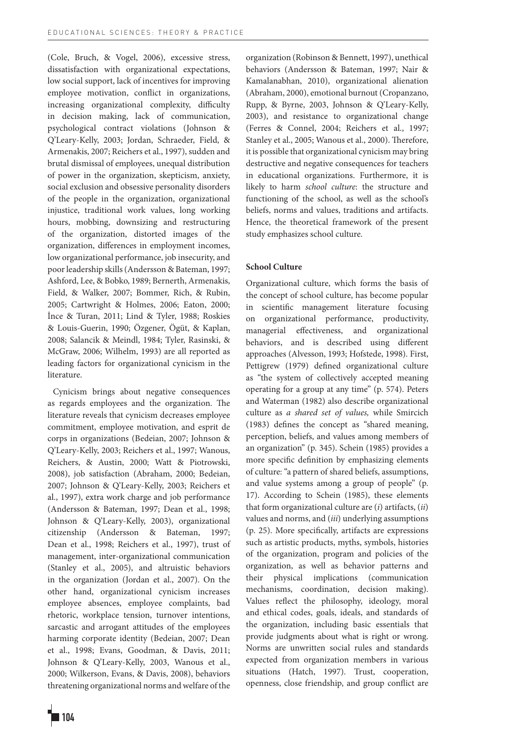(Cole, Bruch, & Vogel, 2006), excessive stress, dissatisfaction with organizational expectations, low social support, lack of incentives for improving employee motivation, conflict in organizations, increasing organizational complexity, difficulty in decision making, lack of communication, psychological contract violations (Johnson & Q'Leary-Kelly, 2003; Jordan, Schraeder, Field, & Armenakis, 2007; Reichers et al., 1997), sudden and brutal dismissal of employees, unequal distribution of power in the organization, skepticism, anxiety, social exclusion and obsessive personality disorders of the people in the organization, organizational injustice, traditional work values, long working hours, mobbing, downsizing and restructuring of the organization, distorted images of the organization, differences in employment incomes, low organizational performance, job insecurity, and poor leadership skills (Andersson & Bateman, 1997; Ashford, Lee, & Bobko, 1989; Bernerth, Armenakis, Field, & Walker, 2007; Bommer, Rich, & Rubin, 2005; Cartwright & Holmes, 2006; Eaton, 2000; İnce & Turan, 2011; Lind & Tyler, 1988; Roskies & Louis-Guerin, 1990; Özgener, Ögüt, & Kaplan, 2008; Salancik & Meindl, 1984; Tyler, Rasinski, & McGraw, 2006; Wilhelm, 1993) are all reported as leading factors for organizational cynicism in the literature.

Cynicism brings about negative consequences as regards employees and the organization. The literature reveals that cynicism decreases employee commitment, employee motivation, and esprit de corps in organizations (Bedeian, 2007; Johnson & Q'Leary-Kelly, 2003; Reichers et al., 1997; Wanous, Reichers, & Austin, 2000; Watt & Piotrowski, 2008), job satisfaction (Abraham, 2000; Bedeian, 2007; Johnson & Q'Leary-Kelly, 2003; Reichers et al., 1997), extra work charge and job performance (Andersson & Bateman, 1997; Dean et al., 1998; Johnson & Q'Leary-Kelly, 2003), organizational citizenship (Andersson & Bateman, 1997; Dean et al., 1998; Reichers et al., 1997), trust of management, inter-organizational communication (Stanley et al., 2005), and altruistic behaviors in the organization (Jordan et al., 2007). On the other hand, organizational cynicism increases employee absences, employee complaints, bad rhetoric, workplace tension, turnover intentions, sarcastic and arrogant attitudes of the employees harming corporate identity (Bedeian, 2007; Dean et al., 1998; Evans, Goodman, & Davis, 2011; Johnson & Q'Leary-Kelly, 2003, Wanous et al., 2000; Wilkerson, Evans, & Davis, 2008), behaviors threatening organizational norms and welfare of the organization (Robinson & Bennett, 1997), unethical behaviors (Andersson & Bateman, 1997; Nair & Kamalanabhan, 2010), organizational alienation (Abraham, 2000), emotional burnout (Cropanzano, Rupp, & Byrne, 2003, Johnson & Q'Leary-Kelly, 2003), and resistance to organizational change (Ferres & Connel, 2004; Reichers et al., 1997; Stanley et al., 2005; Wanous et al., 2000). Therefore, it is possible that organizational cynicism may bring destructive and negative consequences for teachers in educational organizations. Furthermore, it is likely to harm *school culture*: the structure and functioning of the school, as well as the school's beliefs, norms and values, traditions and artifacts. Hence, the theoretical framework of the present study emphasizes school culture.

**School Culture**

Organizational culture, which forms the basis of the concept of school culture, has become popular in scientific management literature focusing on organizational performance, productivity, managerial effectiveness, and organizational behaviors, and is described using different approaches (Alvesson, 1993; Hofstede, 1998). First, Pettigrew (1979) defined organizational culture as "the system of collectively accepted meaning operating for a group at any time" (p. 574). Peters and Waterman (1982) also describe organizational culture as *a shared set of values,* while Smircich (1983) defines the concept as "shared meaning, perception, beliefs, and values among members of an organization" (p. 345). Schein (1985) provides a more specific definition by emphasizing elements of culture: "a pattern of shared beliefs, assumptions, and value systems among a group of people" (p. 17). According to Schein (1985), these elements that form organizational culture are (*i*) artifacts, (*ii*) values and norms, and (*iii*) underlying assumptions (p. 25). More specifically, artifacts are expressions such as artistic products, myths, symbols, histories of the organization, program and policies of the organization, as well as behavior patterns and their physical implications (communication mechanisms, coordination, decision making). Values reflect the philosophy, ideology, moral and ethical codes, goals, ideals, and standards of the organization, including basic essentials that provide judgments about what is right or wrong. Norms are unwritten social rules and standards expected from organization members in various situations (Hatch, 1997). Trust, cooperation, openness, close friendship, and group conflict are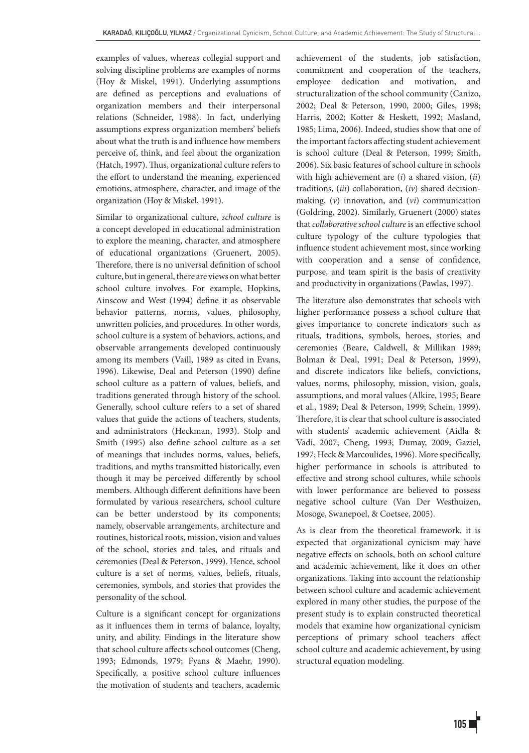examples of values, whereas collegial support and solving discipline problems are examples of norms (Hoy & Miskel, 1991). Underlying assumptions are defined as perceptions and evaluations of organization members and their interpersonal relations (Schneider, 1988). In fact, underlying assumptions express organization members' beliefs about what the truth is and influence how members perceive of, think, and feel about the organization (Hatch, 1997). Thus, organizational culture refers to the effort to understand the meaning, experienced emotions, atmosphere, character, and image of the organization (Hoy & Miskel, 1991).

Similar to organizational culture, *school culture* is a concept developed in educational administration to explore the meaning, character, and atmosphere of educational organizations (Gruenert, 2005). Therefore, there is no universal definition of school culture, but in general, there are views on what better school culture involves. For example, Hopkins, Ainscow and West (1994) define it as observable behavior patterns, norms, values, philosophy, unwritten policies, and procedures. In other words, school culture is a system of behaviors, actions, and observable arrangements developed continuously among its members (Vaill, 1989 as cited in Evans, 1996). Likewise, Deal and Peterson (1990) define school culture as a pattern of values, beliefs, and traditions generated through history of the school. Generally, school culture refers to a set of shared values that guide the actions of teachers, students, and administrators (Heckman, 1993). Stolp and Smith (1995) also define school culture as a set of meanings that includes norms, values, beliefs, traditions, and myths transmitted historically, even though it may be perceived differently by school members. Although different definitions have been formulated by various researchers, school culture can be better understood by its components; namely, observable arrangements, architecture and routines, historical roots, mission, vision and values of the school, stories and tales, and rituals and ceremonies (Deal & Peterson, 1999). Hence, school culture is a set of norms, values, beliefs, rituals, ceremonies, symbols, and stories that provides the personality of the school.

Culture is a significant concept for organizations as it influences them in terms of balance, loyalty, unity, and ability. Findings in the literature show that school culture affects school outcomes (Cheng, 1993; Edmonds, 1979; Fyans & Maehr, 1990). Specifically, a positive school culture influences the motivation of students and teachers, academic achievement of the students, job satisfaction, commitment and cooperation of the teachers, employee dedication and motivation, and structuralization of the school community (Canizo, 2002; Deal & Peterson, 1990, 2000; Giles, 1998; Harris, 2002; Kotter & Heskett, 1992; Masland, 1985; Lima, 2006). Indeed, studies show that one of the important factors affecting student achievement is school culture (Deal & Peterson, 1999; Smith, 2006). Six basic features of school culture in schools with high achievement are (*i*) a shared vision, (*ii*) traditions, (*iii*) collaboration, (*iv*) shared decision-making, (*v*) innovation, and (*vi*) communication (Goldring, 2002). Similarly, Gruenert (2000) states that *collaborative school culture* is an effective school culture typology of the culture typologies that influence student achievement most, since working with cooperation and a sense of confidence, purpose, and team spirit is the basis of creativity and productivity in organizations (Pawlas, 1997).

The literature also demonstrates that schools with higher performance possess a school culture that gives importance to concrete indicators such as rituals, traditions, symbols, heroes, stories, and ceremonies (Beare, Caldwell, & Millikan 1989; Bolman & Deal, 1991; Deal & Peterson, 1999), and discrete indicators like beliefs, convictions, values, norms, philosophy, mission, vision, goals, assumptions, and moral values (Alkire, 1995; Beare et al., 1989; Deal & Peterson, 1999; Schein, 1999). Therefore, it is clear that school culture is associated with students' academic achievement (Aidla & Vadi, 2007; Cheng, 1993; Dumay, 2009; Gaziel, 1997; Heck & Marcoulides, 1996). More specifically, higher performance in schools is attributed to effective and strong school cultures, while schools with lower performance are believed to possess negative school culture (Van Der Westhuizen, Mosoge, Swanepoel, & Coetsee, 2005).

As is clear from the theoretical framework, it is expected that organizational cynicism may have negative effects on schools, both on school culture and academic achievement, like it does on other organizations. Taking into account the relationship between school culture and academic achievement explored in many other studies, the purpose of the present study is to explain constructed theoretical models that examine how organizational cynicism perceptions of primary school teachers affect school culture and academic achievement, by using structural equation modeling.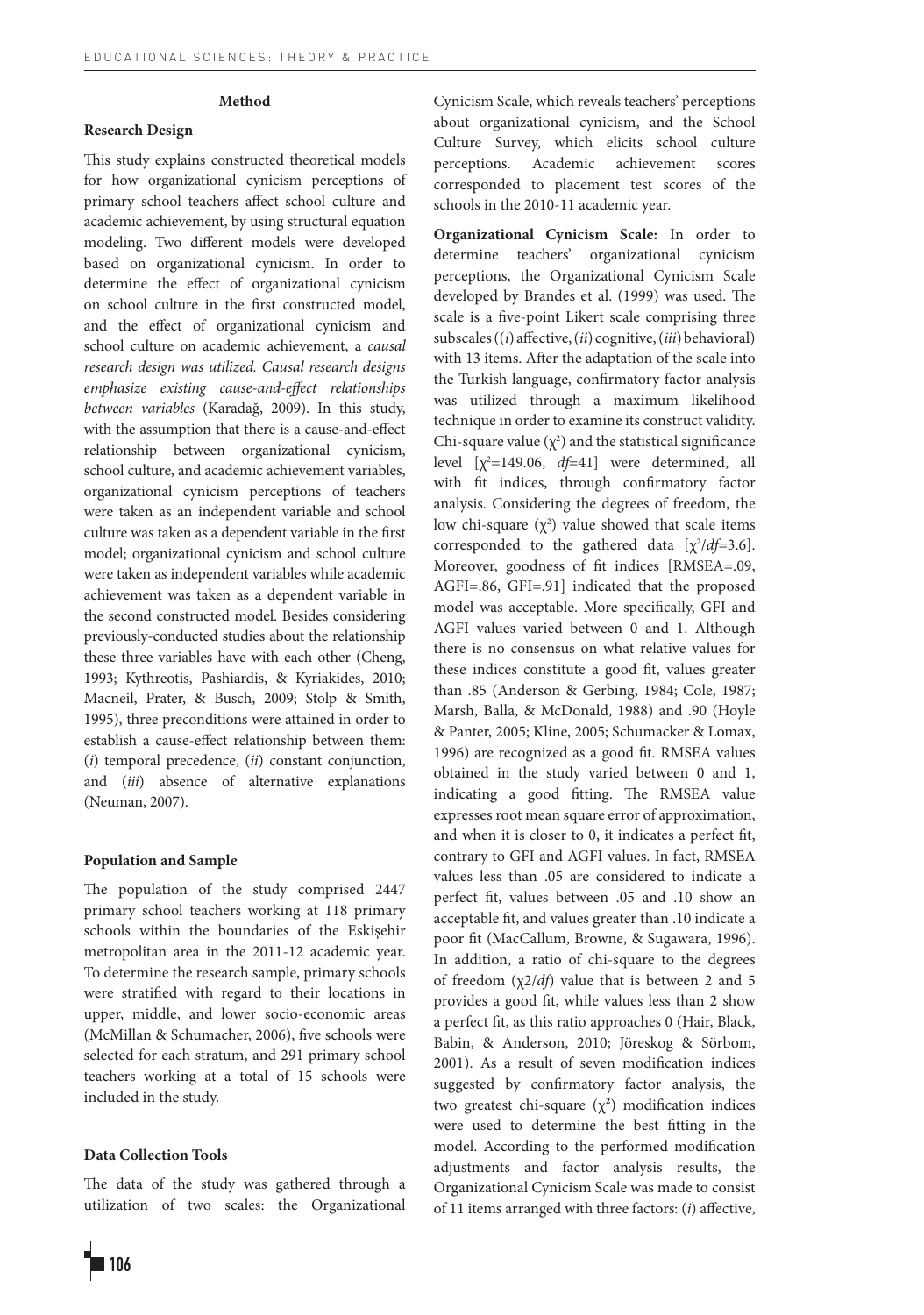## Method

### Research Design

This study explains constructed theoretical models for how organizational cynicism perceptions of primary school teachers affect school culture and academic achievement, by using structural equation modeling. Two different models were developed based on organizational cynicism. In order to determine the effect of organizational cynicism on school culture in the first constructed model, and the effect of organizational cynicism and school culture on academic achievement, a *causal research design was utilized. Causal research designs emphasize existing cause-and-effect relationships between variables* (Karadağ, 2009). In this study, with the assumption that there is a cause-and-effect relationship between organizational cynicism, school culture, and academic achievement variables, organizational cynicism perceptions of teachers were taken as an independent variable and school culture was taken as a dependent variable in the first model; organizational cynicism and school culture were taken as independent variables while academic achievement was taken as a dependent variable in the second constructed model. Besides considering previously-conducted studies about the relationship these three variables have with each other (Cheng, 1993; Kythreotis, Pashiardis, & Kyriakides, 2010; Macneil, Prater, & Busch, 2009; Stolp & Smith, 1995), three preconditions were attained in order to establish a cause-effect relationship between them: (*i*) temporal precedence, (*ii*) constant conjunction, and (*iii*) absence of alternative explanations (Neuman, 2007).

### Population and Sample

The population of the study comprised 2447 primary school teachers working at 118 primary schools within the boundaries of the Eskişehir metropolitan area in the 2011-12 academic year. To determine the research sample, primary schools were stratified with regard to their locations in upper, middle, and lower socio-economic areas (McMillan & Schumacher, 2006), five schools were selected for each stratum, and 291 primary school teachers working at a total of 15 schools were included in the study.

### Data Collection Tools

The data of the study was gathered through a utilization of two scales: the Organizational Cynicism Scale, which reveals teachers' perceptions about organizational cynicism, and the School Culture Survey, which elicits school culture perceptions. Academic achievement scores corresponded to placement test scores of the schools in the 2010-11 academic year.

**Organizational Cynicism Scale:** In order to determine teachers' organizational cynicism perceptions, the Organizational Cynicism Scale developed by Brandes et al. (1999) was used. The scale is a five-point Likert scale comprising three subscales ((*i*) affective, (*ii*) cognitive, (*iii*) behavioral) with 13 items. After the adaptation of the scale into the Turkish language, confirmatory factor analysis was utilized through a maximum likelihood technique in order to examine its construct validity. Chi-square value ($\chi^2$) and the statistical significance level [$\chi^2$=149.06, *df*=41] were determined, all with fit indices, through confirmatory factor analysis. Considering the degrees of freedom, the low chi-square ($\chi^2$) value showed that scale items corresponded to the gathered data [$\chi^2/df$=3.6]. Moreover, goodness of fit indices [RMSEA=.09, AGFI=.86, GFI=.91] indicated that the proposed model was acceptable. More specifically, GFI and AGFI values varied between 0 and 1. Although there is no consensus on what relative values for these indices constitute a good fit, values greater than .85 (Anderson & Gerbing, 1984; Cole, 1987; Marsh, Balla, & McDonald, 1988) and .90 (Hoyle & Panter, 2005; Kline, 2005; Schumacker & Lomax, 1996) are recognized as a good fit. RMSEA values obtained in the study varied between 0 and 1, indicating a good fitting. The RMSEA value expresses root mean square error of approximation, and when it is closer to 0, it indicates a perfect fit, contrary to GFI and AGFI values. In fact, RMSEA values less than .05 are considered to indicate a perfect fit, values between .05 and .10 show an acceptable fit, and values greater than .10 indicate a poor fit (MacCallum, Browne, & Sugawara, 1996). In addition, a ratio of chi-square to the degrees of freedom ($\chi2/df$) value that is between 2 and 5 provides a good fit, while values less than 2 show a perfect fit, as this ratio approaches 0 (Hair, Black, Babin, & Anderson, 2010; Jöreskog & Sörbom, 2001). As a result of seven modification indices suggested by confirmatory factor analysis, the two greatest chi-square ($\chi^2$) modification indices were used to determine the best fitting in the model. According to the performed modification adjustments and factor analysis results, the Organizational Cynicism Scale was made to consist of 11 items arranged with three factors: (*i*) affective,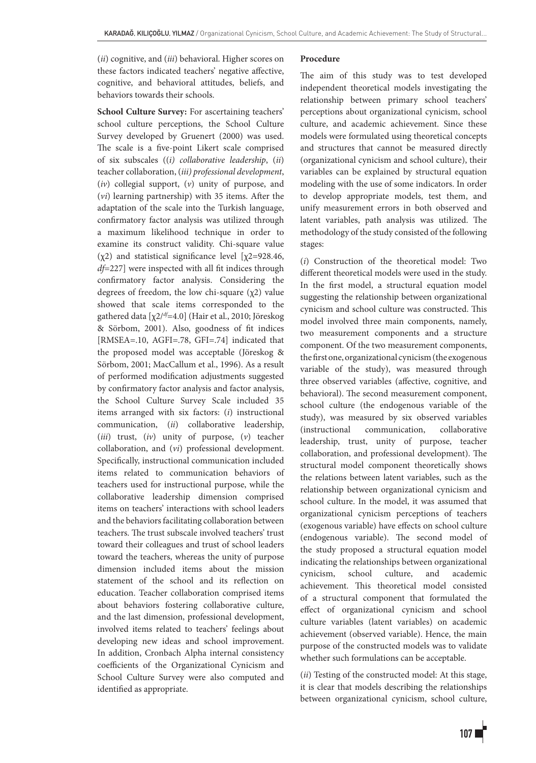(*ii*) cognitive, and (*iii*) behavioral. Higher scores on these factors indicated teachers' negative affective, cognitive, and behavioral attitudes, beliefs, and behaviors towards their schools.

**School Culture Survey:** For ascertaining teachers' school culture perceptions, the School Culture Survey developed by Gruenert (2000) was used. The scale is a five-point Likert scale comprised of six subscales ((*i) collaborative leadership*, (*ii*) teacher collaboration, (*iii) professional development*, (*iv*) collegial support, (*v*) unity of purpose, and (*vi*) learning partnership) with 35 items. After the adaptation of the scale into the Turkish language, confirmatory factor analysis was utilized through a maximum likelihood technique in order to examine its construct validity. Chi-square value ($\chi 2$) and statistical significance level [$\chi 2$=928.46, *df*=227] were inspected with all fit indices through confirmatory factor analysis. Considering the degrees of freedom, the low chi-square ($\chi 2$) value showed that scale items corresponded to the gathered data [$\chi 2/^{df}$=4.0] (Hair et al., 2010; Jöreskog & Sörbom, 2001). Also, goodness of fit indices [RMSEA=.10, AGFI=.78, GFI=.74] indicated that the proposed model was acceptable (Jöreskog & Sörbom, 2001; MacCallum et al., 1996). As a result of performed modification adjustments suggested by confirmatory factor analysis and factor analysis, the School Culture Survey Scale included 35 items arranged with six factors: (*i*) instructional communication, (*ii*) collaborative leadership, (*iii*) trust, (*iv*) unity of purpose, (*v*) teacher collaboration, and (*vi*) professional development. Specifically, instructional communication included items related to communication behaviors of teachers used for instructional purpose, while the collaborative leadership dimension comprised items on teachers' interactions with school leaders and the behaviors facilitating collaboration between teachers. The trust subscale involved teachers' trust toward their colleagues and trust of school leaders toward the teachers, whereas the unity of purpose dimension included items about the mission statement of the school and its reflection on education. Teacher collaboration comprised items about behaviors fostering collaborative culture, and the last dimension, professional development, involved items related to teachers' feelings about developing new ideas and school improvement. In addition, Cronbach Alpha internal consistency coefficients of the Organizational Cynicism and School Culture Survey were also computed and identified as appropriate.

**Procedure**

The aim of this study was to test developed independent theoretical models investigating the relationship between primary school teachers' perceptions about organizational cynicism, school culture, and academic achievement. Since these models were formulated using theoretical concepts and structures that cannot be measured directly (organizational cynicism and school culture), their variables can be explained by structural equation modeling with the use of some indicators. In order to develop appropriate models, test them, and unify measurement errors in both observed and latent variables, path analysis was utilized. The methodology of the study consisted of the following stages:

(*i*) Construction of the theoretical model: Two different theoretical models were used in the study. In the first model, a structural equation model suggesting the relationship between organizational cynicism and school culture was constructed. This model involved three main components, namely, two measurement components and a structure component. Of the two measurement components, the first one, organizational cynicism (the exogenous variable of the study), was measured through three observed variables (affective, cognitive, and behavioral). The second measurement component, school culture (the endogenous variable of the study), was measured by six observed variables (instructional communication, collaborative leadership, trust, unity of purpose, teacher collaboration, and professional development). The structural model component theoretically shows the relations between latent variables, such as the relationship between organizational cynicism and school culture. In the model, it was assumed that organizational cynicism perceptions of teachers (exogenous variable) have effects on school culture (endogenous variable). The second model of the study proposed a structural equation model indicating the relationships between organizational cynicism, school culture, and academic achievement. This theoretical model consisted of a structural component that formulated the effect of organizational cynicism and school culture variables (latent variables) on academic achievement (observed variable). Hence, the main purpose of the constructed models was to validate whether such formulations can be acceptable.

(*ii*) Testing of the constructed model: At this stage, it is clear that models describing the relationships between organizational cynicism, school culture,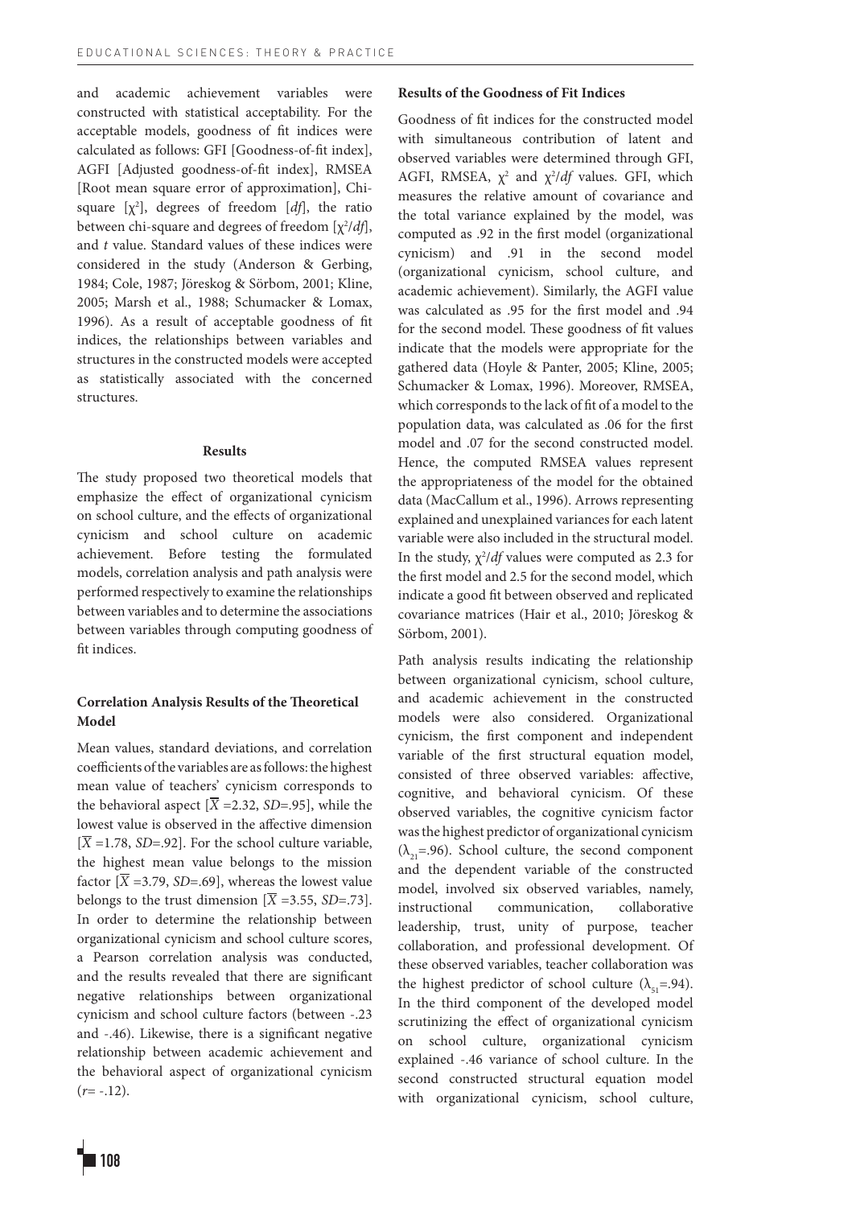and academic achievement variables were constructed with statistical acceptability. For the acceptable models, goodness of fit indices were calculated as follows: GFI [Goodness-of-fit index], AGFI [Adjusted goodness-of-fit index], RMSEA [Root mean square error of approximation], Chi-square [$\chi^2$], degrees of freedom [*df*], the ratio between chi-square and degrees of freedom [$\chi^2/df$], and *t* value. Standard values of these indices were considered in the study (Anderson & Gerbing, 1984; Cole, 1987; Jöreskog & Sörbom, 2001; Kline, 2005; Marsh et al., 1988; Schumacker & Lomax, 1996). As a result of acceptable goodness of fit indices, the relationships between variables and structures in the constructed models were accepted as statistically associated with the concerned structures.

## Results

The study proposed two theoretical models that emphasize the effect of organizational cynicism on school culture, and the effects of organizational cynicism and school culture on academic achievement. Before testing the formulated models, correlation analysis and path analysis were performed respectively to examine the relationships between variables and to determine the associations between variables through computing goodness of fit indices.

### Correlation Analysis Results of the Theoretical Model

Mean values, standard deviations, and correlation coefficients of the variables are as follows: the highest mean value of teachers' cynicism corresponds to the behavioral aspect [$\overline{X}$ =2.32, *SD*=.95], while the lowest value is observed in the affective dimension [$\overline{X}$ =1.78, *SD*=.92]. For the school culture variable, the highest mean value belongs to the mission factor [$\overline{X}$ =3.79, *SD*=.69], whereas the lowest value belongs to the trust dimension [$\overline{X}$ =3.55, *SD*=.73]. In order to determine the relationship between organizational cynicism and school culture scores, a Pearson correlation analysis was conducted, and the results revealed that there are significant negative relationships between organizational cynicism and school culture factors (between -.23 and -.46). Likewise, there is a significant negative relationship between academic achievement and the behavioral aspect of organizational cynicism ($r$= -.12).

### Results of the Goodness of Fit Indices

Goodness of fit indices for the constructed model with simultaneous contribution of latent and observed variables were determined through GFI, AGFI, RMSEA, $\chi^2$ and $\chi^2/df$ values. GFI, which measures the relative amount of covariance and the total variance explained by the model, was computed as .92 in the first model (organizational cynicism) and .91 in the second model (organizational cynicism, school culture, and academic achievement). Similarly, the AGFI value was calculated as .95 for the first model and .94 for the second model. These goodness of fit values indicate that the models were appropriate for the gathered data (Hoyle & Panter, 2005; Kline, 2005; Schumacker & Lomax, 1996). Moreover, RMSEA, which corresponds to the lack of fit of a model to the population data, was calculated as .06 for the first model and .07 for the second constructed model. Hence, the computed RMSEA values represent the appropriateness of the model for the obtained data (MacCallum et al., 1996). Arrows representing explained and unexplained variances for each latent variable were also included in the structural model. In the study, $\chi^2/df$ values were computed as 2.3 for the first model and 2.5 for the second model, which indicate a good fit between observed and replicated covariance matrices (Hair et al., 2010; Jöreskog & Sörbom, 2001).

Path analysis results indicating the relationship between organizational cynicism, school culture, and academic achievement in the constructed models were also considered. Organizational cynicism, the first component and independent variable of the first structural equation model, consisted of three observed variables: affective, cognitive, and behavioral cynicism. Of these observed variables, the cognitive cynicism factor was the highest predictor of organizational cynicism ($\lambda_{21}$=.96). School culture, the second component and the dependent variable of the constructed model, involved six observed variables, namely, instructional communication, collaborative leadership, trust, unity of purpose, teacher collaboration, and professional development. Of these observed variables, teacher collaboration was the highest predictor of school culture ($\lambda_{51}$=.94). In the third component of the developed model scrutinizing the effect of organizational cynicism on school culture, organizational cynicism explained -.46 variance of school culture. In the second constructed structural equation model with organizational cynicism, school culture,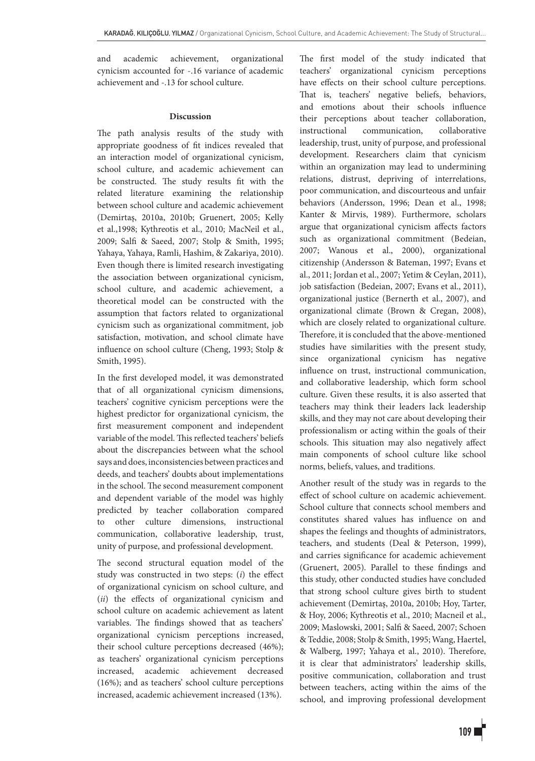and academic achievement, organizational cynicism accounted for -.16 variance of academic achievement and -.13 for school culture.

## Discussion

The path analysis results of the study with appropriate goodness of fit indices revealed that an interaction model of organizational cynicism, school culture, and academic achievement can be constructed. The study results fit with the related literature examining the relationship between school culture and academic achievement (Demirtaş, 2010a, 2010b; Gruenert, 2005; Kelly et al.,1998; Kythreotis et al., 2010; MacNeil et al., 2009; Salfi & Saeed, 2007; Stolp & Smith, 1995; Yahaya, Yahaya, Ramli, Hashim, & Zakariya, 2010). Even though there is limited research investigating the association between organizational cynicism, school culture, and academic achievement, a theoretical model can be constructed with the assumption that factors related to organizational cynicism such as organizational commitment, job satisfaction, motivation, and school climate have influence on school culture (Cheng, 1993; Stolp & Smith, 1995).

In the first developed model, it was demonstrated that of all organizational cynicism dimensions, teachers' cognitive cynicism perceptions were the highest predictor for organizational cynicism, the first measurement component and independent variable of the model. This reflected teachers' beliefs about the discrepancies between what the school says and does, inconsistencies between practices and deeds, and teachers' doubts about implementations in the school. The second measurement component and dependent variable of the model was highly predicted by teacher collaboration compared to other culture dimensions, instructional communication, collaborative leadership, trust, unity of purpose, and professional development.

The second structural equation model of the study was constructed in two steps: (*i*) the effect of organizational cynicism on school culture, and (*ii*) the effects of organizational cynicism and school culture on academic achievement as latent variables. The findings showed that as teachers' organizational cynicism perceptions increased, their school culture perceptions decreased (46%); as teachers' organizational cynicism perceptions increased, academic achievement decreased (16%); and as teachers' school culture perceptions increased, academic achievement increased (13%).

The first model of the study indicated that teachers' organizational cynicism perceptions have effects on their school culture perceptions. That is, teachers' negative beliefs, behaviors, and emotions about their schools influence their perceptions about teacher collaboration, instructional communication, collaborative leadership, trust, unity of purpose, and professional development. Researchers claim that cynicism within an organization may lead to undermining relations, distrust, depriving of interrelations, poor communication, and discourteous and unfair behaviors (Andersson, 1996; Dean et al., 1998; Kanter & Mirvis, 1989). Furthermore, scholars argue that organizational cynicism affects factors such as organizational commitment (Bedeian, 2007; Wanous et al., 2000), organizational citizenship (Andersson & Bateman, 1997; Evans et al., 2011; Jordan et al., 2007; Yetim & Ceylan, 2011), job satisfaction (Bedeian, 2007; Evans et al., 2011), organizational justice (Bernerth et al., 2007), and organizational climate (Brown & Cregan, 2008), which are closely related to organizational culture. Therefore, it is concluded that the above-mentioned studies have similarities with the present study, since organizational cynicism has negative influence on trust, instructional communication, and collaborative leadership, which form school culture. Given these results, it is also asserted that teachers may think their leaders lack leadership skills, and they may not care about developing their professionalism or acting within the goals of their schools. This situation may also negatively affect main components of school culture like school norms, beliefs, values, and traditions.

Another result of the study was in regards to the effect of school culture on academic achievement. School culture that connects school members and constitutes shared values has influence on and shapes the feelings and thoughts of administrators, teachers, and students (Deal & Peterson, 1999), and carries significance for academic achievement (Gruenert, 2005). Parallel to these findings and this study, other conducted studies have concluded that strong school culture gives birth to student achievement (Demirtaş, 2010a, 2010b; Hoy, Tarter, & Hoy, 2006; Kythreotis et al., 2010; Macneil et al., 2009; Maslowski, 2001; Salfi & Saeed, 2007; Schoen & Teddie, 2008; Stolp & Smith, 1995; Wang, Haertel, & Walberg, 1997; Yahaya et al., 2010). Therefore, it is clear that administrators' leadership skills, positive communication, collaboration and trust between teachers, acting within the aims of the school, and improving professional development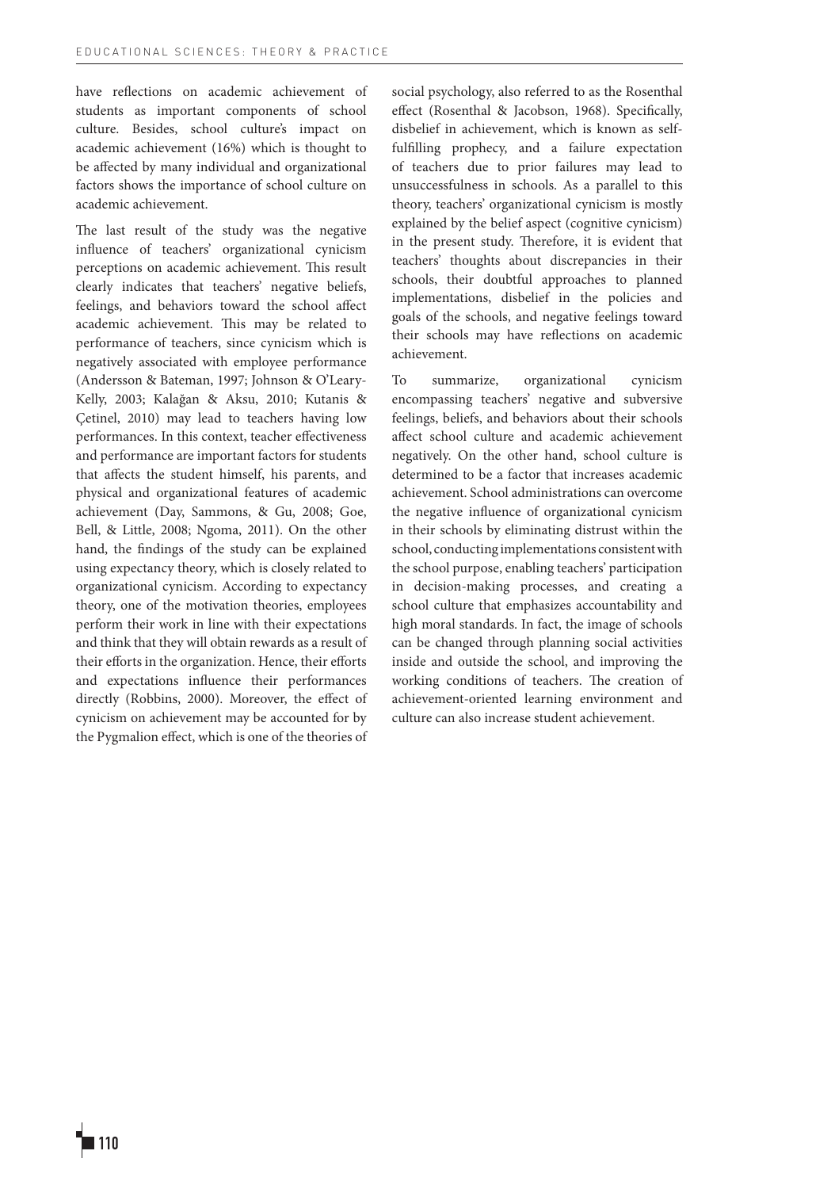have reflections on academic achievement of students as important components of school culture. Besides, school culture's impact on academic achievement (16%) which is thought to be affected by many individual and organizational factors shows the importance of school culture on academic achievement.

The last result of the study was the negative influence of teachers' organizational cynicism perceptions on academic achievement. This result clearly indicates that teachers' negative beliefs, feelings, and behaviors toward the school affect academic achievement. This may be related to performance of teachers, since cynicism which is negatively associated with employee performance (Andersson & Bateman, 1997; Johnson & O'Leary-Kelly, 2003; Kalağan & Aksu, 2010; Kutanis & Çetinel, 2010) may lead to teachers having low performances. In this context, teacher effectiveness and performance are important factors for students that affects the student himself, his parents, and physical and organizational features of academic achievement (Day, Sammons, & Gu, 2008; Goe, Bell, & Little, 2008; Ngoma, 2011). On the other hand, the findings of the study can be explained using expectancy theory, which is closely related to organizational cynicism. According to expectancy theory, one of the motivation theories, employees perform their work in line with their expectations and think that they will obtain rewards as a result of their efforts in the organization. Hence, their efforts and expectations influence their performances directly (Robbins, 2000). Moreover, the effect of cynicism on achievement may be accounted for by the Pygmalion effect, which is one of the theories of social psychology, also referred to as the Rosenthal effect (Rosenthal & Jacobson, 1968). Specifically, disbelief in achievement, which is known as self-fulfilling prophecy, and a failure expectation of teachers due to prior failures may lead to unsuccessfulness in schools. As a parallel to this theory, teachers' organizational cynicism is mostly explained by the belief aspect (cognitive cynicism) in the present study. Therefore, it is evident that teachers' thoughts about discrepancies in their schools, their doubtful approaches to planned implementations, disbelief in the policies and goals of the schools, and negative feelings toward their schools may have reflections on academic achievement.

To summarize, organizational cynicism encompassing teachers' negative and subversive feelings, beliefs, and behaviors about their schools affect school culture and academic achievement negatively. On the other hand, school culture is determined to be a factor that increases academic achievement. School administrations can overcome the negative influence of organizational cynicism in their schools by eliminating distrust within the school, conducting implementations consistent with the school purpose, enabling teachers' participation in decision-making processes, and creating a school culture that emphasizes accountability and high moral standards. In fact, the image of schools can be changed through planning social activities inside and outside the school, and improving the working conditions of teachers. The creation of achievement-oriented learning environment and culture can also increase student achievement.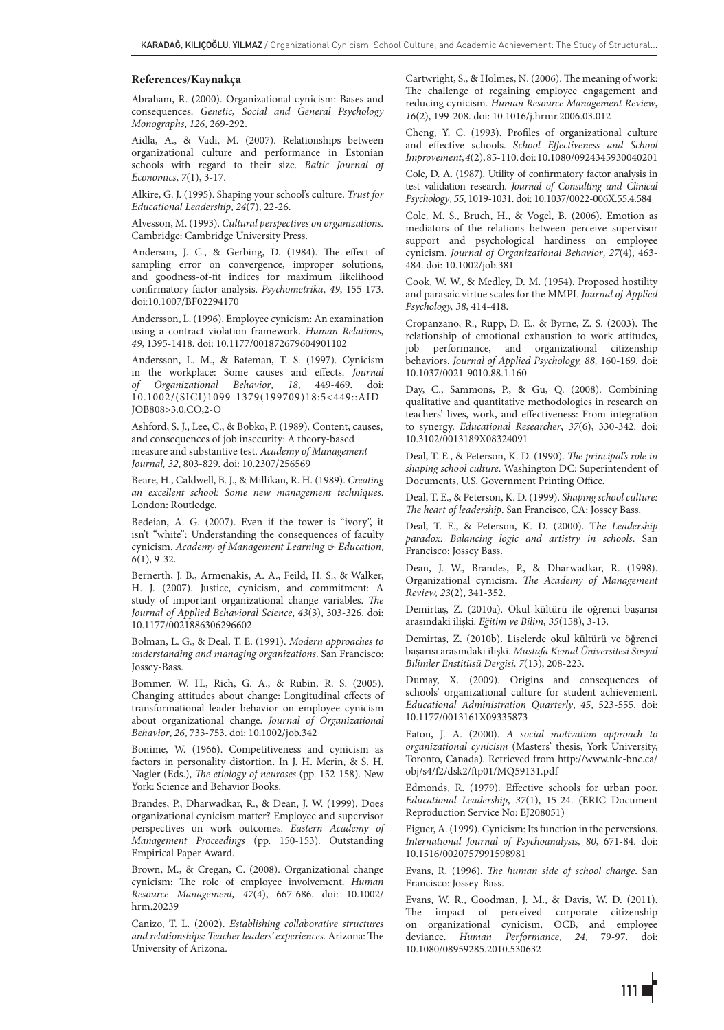### References/Kaynakça

Abraham, R. (2000). Organizational cynicism: Bases and consequences. *Genetic, Social and General Psychology Monographs*, *126*, 269-292.

Aidla, A., & Vadi, M. (2007). Relationships between organizational culture and performance in Estonian schools with regard to their size. *Baltic Journal of Economics*, *7*(1), 3-17.

Alkire, G. J. (1995). Shaping your school's culture. *Trust for Educational Leadership*, *24*(7), 22-26.

Alvesson, M. (1993). *Cultural perspectives on organizations*. Cambridge: Cambridge University Press.

Anderson, J. C., & Gerbing, D. (1984). The effect of sampling error on convergence, improper solutions, and goodness-of-fit indices for maximum likelihood confirmatory factor analysis. *Psychometrika*, *49*, 155-173. doi:10.1007/BF02294170

Andersson, L. (1996). Employee cynicism: An examination using a contract violation framework. *Human Relations*, *49*, 1395-1418. doi: 10.1177/001872679604901102

Andersson, L. M., & Bateman, T. S. (1997). Cynicism in the workplace: Some causes and effects. *Journal of Organizational Behavior*, *18*, 449-469. doi: 10.1002/(SICI)1099-1379(199709)18:5<449::AID-JOB808>3.0.CO;2-O

Ashford, S. J., Lee, C., & Bobko, P. (1989). Content, causes, and consequences of job insecurity: A theory-based measure and substantive test. *Academy of Management Journal, 32*, 803-829. doi: 10.2307/256569

Beare, H., Caldwell, B. J., & Millikan, R. H. (1989). *Creating an excellent school: Some new management techniques*. London: Routledge.

Bedeian, A. G. (2007). Even if the tower is "ivory", it isn't "white": Understanding the consequences of faculty cynicism. *Academy of Management Learning & Education*, *6*(1), 9-32.

Bernerth, J. B., Armenakis, A. A., Feild, H. S., & Walker, H. J. (2007). Justice, cynicism, and commitment: A study of important organizational change variables. *The Journal of Applied Behavioral Science*, *43*(3), 303-326. doi: 10.1177/0021886306296602

Bolman, L. G., & Deal, T. E. (1991). *Modern approaches to understanding and managing organizations*. San Francisco: Jossey-Bass.

Bommer, W. H., Rich, G. A., & Rubin, R. S. (2005). Changing attitudes about change: Longitudinal effects of transformational leader behavior on employee cynicism about organizational change. *Journal of Organizational Behavior*, *26*, 733-753. doi: 10.1002/job.342

Bonime, W. (1966). Competitiveness and cynicism as factors in personality distortion. In J. H. Merin, & S. H. Nagler (Eds.), *The etiology of neuroses* (pp. 152-158). New York: Science and Behavior Books.

Brandes, P., Dharwadkar, R., & Dean, J. W. (1999). Does organizational cynicism matter? Employee and supervisor perspectives on work outcomes. *Eastern Academy of Management Proceedings* (pp. 150-153). Outstanding Empirical Paper Award.

Brown, M., & Cregan, C. (2008). Organizational change cynicism: The role of employee involvement. *Human Resource Management, 47*(4), 667-686. doi: 10.1002/hrm.20239

Canizo, T. L. (2002). *Establishing collaborative structures and relationships: Teacher leaders' experiences.* Arizona: The University of Arizona.

Cartwright, S., & Holmes, N. (2006). The meaning of work: The challenge of regaining employee engagement and reducing cynicism. *Human Resource Management Review*, *16*(2), 199-208. doi: 10.1016/j.hrmr.2006.03.012

Cheng, Y. C. (1993). Profiles of organizational culture and effective schools. *School Effectiveness and School Improvement*, *4*(2), 85-110. doi: 10.1080/0924345930040201

Cole, D. A. (1987). Utility of confirmatory factor analysis in test validation research. *Journal of Consulting and Clinical Psychology*, *55*, 1019-1031. doi: 10.1037/0022-006X.55.4.584

Cole, M. S., Bruch, H., & Vogel, B. (2006). Emotion as mediators of the relations between perceive supervisor support and psychological hardiness on employee cynicism. *Journal of Organizational Behavior*, *27*(4), 463-484. doi: 10.1002/job.381

Cook, W. W., & Medley, D. M. (1954). Proposed hostility and parasaic virtue scales for the MMPI. *Journal of Applied Psychology, 38*, 414-418.

Cropanzano, R., Rupp, D. E., & Byrne, Z. S. (2003). The relationship of emotional exhaustion to work attitudes, job performance, and organizational citizenship behaviors. *Journal of Applied Psychology, 88,* 160-169. doi: 10.1037/0021-9010.88.1.160

Day, C., Sammons, P., & Gu, Q. (2008). Combining qualitative and quantitative methodologies in research on teachers' lives, work, and effectiveness: From integration to synergy. *Educational Researcher*, *37*(6), 330-342. doi: 10.3102/0013189X08324091

Deal, T. E., & Peterson, K. D. (1990). *The principal's role in shaping school culture.* Washington DC: Superintendent of Documents, U.S. Government Printing Office.

Deal, T. E., & Peterson, K. D. (1999). *Shaping school culture: The heart of leadership*. San Francisco, CA: Jossey Bass.

Deal, T. E., & Peterson, K. D. (2000). T*he Leadership paradox: Balancing logic and artistry in schools*. San Francisco: Jossey Bass.

Dean, J. W., Brandes, P., & Dharwadkar, R. (1998). Organizational cynicism. *The Academy of Management Review, 23*(2), 341-352.

Demirtaş, Z. (2010a). Okul kültürü ile öğrenci başarısı arasındaki ilişki. *Eğitim ve Bilim, 35*(158), 3-13.

Demirtaş, Z. (2010b). Liselerde okul kültürü ve öğrenci başarısı arasındaki ilişki. *Mustafa Kemal Üniversitesi Sosyal Bilimler Enstitüsü Dergisi, 7*(13), 208-223.

Dumay, X. (2009). Origins and consequences of schools' organizational culture for student achievement. *Educational Administration Quarterly*, *45*, 523-555. doi: 10.1177/0013161X09335873

Eaton, J. A. (2000). *A social motivation approach to organizational cynicism* (Masters' thesis, York University, Toronto, Canada). Retrieved from http://www.nlc-bnc.ca/obj/s4/f2/dsk2/ftp01/MQ59131.pdf

Edmonds, R. (1979). Effective schools for urban poor. *Educational Leadership*, *37*(1), 15-24. (ERIC Document Reproduction Service No: EJ208051)

Eiguer, A. (1999). Cynicism: Its function in the perversions. *International Journal of Psychoanalysis, 80*, 671-84. doi: 10.1516/0020757991598981

Evans, R. (1996). *The human side of school change*. San Francisco: Jossey-Bass.

Evans, W. R., Goodman, J. M., & Davis, W. D. (2011). The impact of perceived corporate citizenship on organizational cynicism, OCB, and employee deviance. *Human Performance*, *24*, 79-97. doi: 10.1080/08959285.2010.530632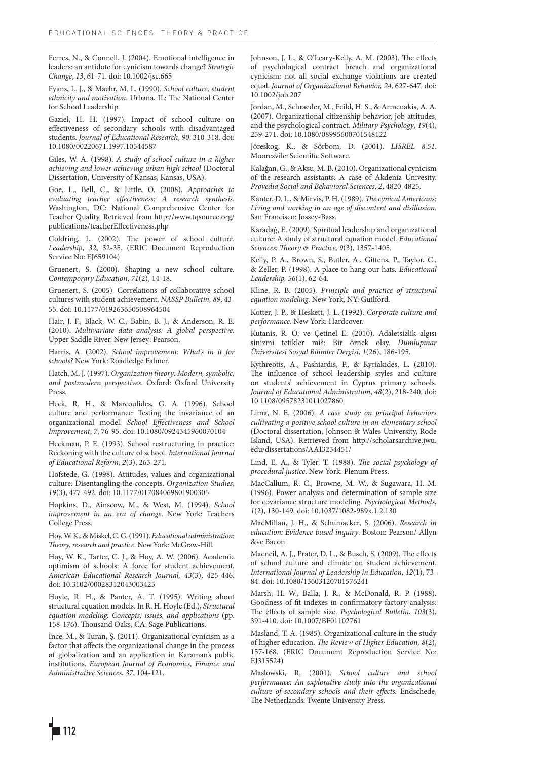Ferres, N., & Connell, J. (2004). Emotional intelligence in leaders: an antidote for cynicism towards change? *Strategic Change*, *13*, 61-71. doi: 10.1002/jsc.665

Fyans, L. J., & Maehr, M. L. (1990). *School culture, student ethnicity and motivation*. Urbana, IL: The National Center for School Leadership.

Gaziel, H. H. (1997). Impact of school culture on effectiveness of secondary schools with disadvantaged students. *Journal of Educational Research*, *90*, 310-318. doi: 10.1080/00220671.1997.10544587

Giles, W. A. (1998). *A study of school culture in a higher achieving and lower achieving urban high school* (Doctoral Dissertation, University of Kansas, Kansas, USA).

Goe, L., Bell, C., & Little, O. (2008). *Approaches to evaluating teacher effectiveness: A research synthesis*. Washington, DC: National Comprehensive Center for Teacher Quality. Retrieved from http://www.tqsource.org/publications/teacherEffectiveness.php

Goldring, L. (2002). The power of school culture. *Leadership*, *32*, 32-35. (ERIC Document Reproduction Service No: EJ659104)

Gruenert, S. (2000). Shaping a new school culture. *Contemporary Education*, *71*(2), 14-18.

Gruenert, S. (2005). Correlations of collaborative school cultures with student achievement. *NASSP Bulletin, 89*, 43-55. doi: 10.1177/019263650508964504

Hair, J. F., Black, W. C., Babin, B. J., & Anderson, R. E. (2010). *Multivariate data analysis: A global perspective*. Upper Saddle River, New Jersey: Pearson.

Harris, A. (2002). *School improvement: What's in it for schools?* New York: Roadledge Falmer.

Hatch, M. J. (1997). *Organization theory: Modern, symbolic, and postmodern perspectives*. Oxford: Oxford University Press.

Heck, R. H., & Marcoulides, G. A. (1996). School culture and performance: Testing the invariance of an organizational model. *School Effectiveness and School Improvement*, *7*, 76-95. doi: 10.1080/0924345960070104

Heckman, P. E. (1993). School restructuring in practice: Reckoning with the culture of school. *International Journal of Educational Reform*, *2*(3), 263-271.

Hofstede, G. (1998). Attitudes, values and organizational culture: Disentangling the concepts. *Organization Studies*, *19*(3), 477-492. doi: 10.1177/017084069801900305

Hopkins, D., Ainscow, M., & West, M. (1994). *School improvement in an era of change*. New York: Teachers College Press.

Hoy, W. K., & Miskel, C. G. (1991). *Educational administration: Theory, research and practice*. New York: McGraw-Hill.

Hoy, W. K., Tarter, C. J., & Hoy, A. W. (2006). Academic optimism of schools: A force for student achievement. *American Educational Research Journal, 43*(3), 425-446. doi: 10.3102/00028312043003425

Hoyle, R. H., & Panter, A. T. (1995). Writing about structural equation models. In R. H. Hoyle (Ed.), *Structural equation modeling: Concepts, issues, and applications* (pp. 158-176). Thousand Oaks, CA: Sage Publications.

İnce, M., & Turan, Ş. (2011). Organizational cynicism as a factor that affects the organizational change in the process of globalization and an application in Karaman's public institutions. *European Journal of Economics, Finance and Administrative Sciences*, *37*, 104-121.

Johnson, J. L., & O'Leary-Kelly, A. M. (2003). The effects of psychological contract breach and organizational cynicism: not all social exchange violations are created equal. *Journal of Organizational Behavior, 24,* 627-647. doi: 10.1002/job.207

Jordan, M., Schraeder, M., Feild, H. S., & Armenakis, A. A. (2007). Organizational citizenship behavior, job attitudes, and the psychological contract. *Military Psychology*, *19*(4), 259-271. doi: 10.1080/08995600701548122

Jöreskog, K., & Sörbom, D. (2001). *LISREL 8.51*. Mooresvile: Scientific Software.

Kalağan, G., & Aksu, M. B. (2010). Organizational cynicism of the research assistants: A case of Akdeniz Univesity. *Provedia Social and Behavioral Sciences*, *2*, 4820-4825.

Kanter, D. L., & Mirvis, P. H. (1989). *The cynical Americans: Living and working in an age of discontent and disillusion*. San Francisco: Jossey-Bass.

Karadağ, E. (2009). Spiritual leadership and organizational culture: A study of structural equation model. *Educational Sciences: Theory & Practice, 9*(3), 1357-1405.

Kelly, P. A., Brown, S., Butler, A., Gittens, P., Taylor, C., & Zeller, P. (1998). A place to hang our hats. *Educational Leadership, 56*(1), 62-64.

Kline, R. B. (2005). *Principle and practice of structural equation modeling*. New York, NY: Guilford.

Kotter, J. P., & Heskett, J. L. (1992). *Corporate culture and performance*. New York: Hardcover.

Kutanis, R. O. ve Çetinel E. (2010). Adaletsizlik algısı sinizmi tetikler mi?: Bir örnek olay. *Dumlupınar Üniversitesi Sosyal Bilimler Dergisi*, *1*(26), 186-195.

Kythreotis, A., Pashiardis, P., & Kyriakides, L. (2010). The influence of school leadership styles and culture on students' achievement in Cyprus primary schools. *Journal of Educational Administration*, *48*(2), 218-240. doi: 10.1108/09578231011027860

Lima, N. E. (2006). *A case study on principal behaviors cultivating a positive school culture in an elementary school* (Doctoral dissertation, Johnson & Wales University, Rode Island, USA). Retrieved from http://scholarsarchive.jwu.edu/dissertations/AAI3234451/

Lind, E. A., & Tyler, T. (1988). *The social psychology of procedural justice*. New York: Plenum Press.

MacCallum, R. C., Browne, M. W., & Sugawara, H. M. (1996). Power analysis and determination of sample size for covariance structure modeling. *Psychological Methods*, *1*(2), 130-149. doi: 10.1037/1082-989x.1.2.130

MacMillan, J. H., & Schumacker, S. (2006). *Research in education: Evidence-based inquiry*. Boston: Pearson/ Allyn &ve Bacon.

Macneil, A. J., Prater, D. L., & Busch, S. (2009). The effects of school culture and climate on student achievement. *International Journal of Leadership in Education, 12*(1), 73-84. doi: 10.1080/13603120701576241

Marsh, H. W., Balla, J. R., & McDonald, R. P. (1988). Goodness-of-fit indexes in confirmatory factory analysis: The effects of sample size. *Psychological Bulletin*, *103*(3), 391-410. doi: 10.1007/BF01102761

Masland, T. A. (1985). Organizational culture in the study of higher education. *The Review of Higher Education, 8*(2), 157-168. (ERIC Document Reproduction Service No: EJ315524)

Maslowski, R. (2001). *School culture and school performance: An explorative study into the organizational culture of secondary schools and their effects.* Endschede, The Netherlands: Twente University Press.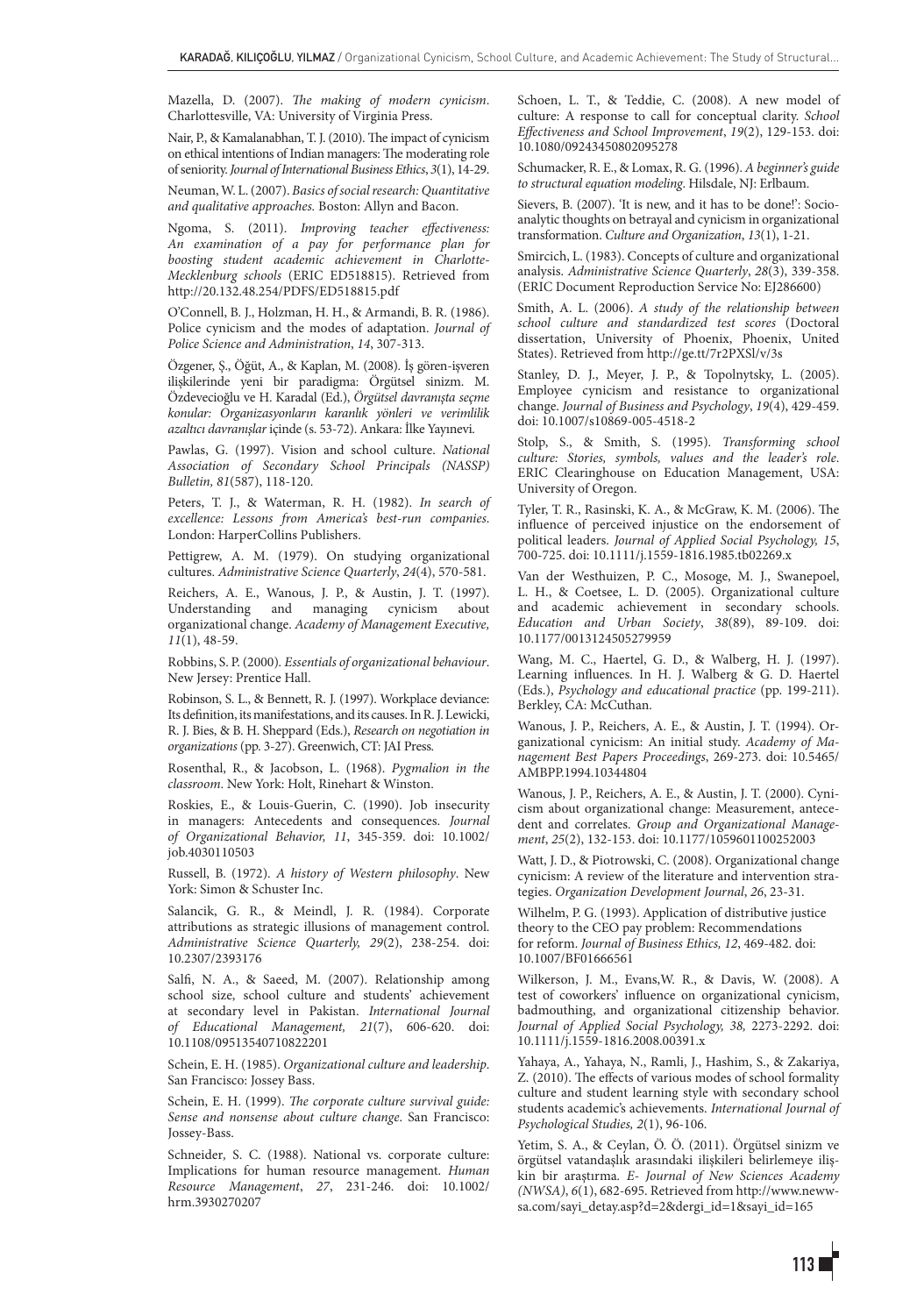Mazella, D. (2007). *The making of modern cynicism*. Charlottesville, VA: University of Virginia Press.

Nair, P., & Kamalanabhan, T. J. (2010). The impact of cynicism on ethical intentions of Indian managers: The moderating role of seniority. *Journal of International Business Ethics*, *3*(1), 14-29.

Neuman, W. L. (2007). *Basics of social research: Quantitative and qualitative approaches.* Boston: Allyn and Bacon.

Ngoma, S. (2011). *Improving teacher effectiveness: An examination of a pay for performance plan for boosting student academic achievement in Charlotte-Mecklenburg schools* (ERIC ED518815). Retrieved from http://20.132.48.254/PDFS/ED518815.pdf

O'Connell, B. J., Holzman, H. H., & Armandi, B. R. (1986). Police cynicism and the modes of adaptation. *Journal of Police Science and Administration*, *14*, 307-313.

Özgener, Ş., Öğüt, A., & Kaplan, M. (2008). İş gören-işveren ilişkilerinde yeni bir paradigma: Örgütsel sinizm. M. Özdevecioğlu ve H. Karadal (Ed.), *Örgütsel davranışta seçme konular: Organizasyonların karanlık yönleri ve verimlilik azaltıcı davranışlar* içinde (s. 53-72). Ankara: İlke Yayınevi.

Pawlas, G. (1997). Vision and school culture. *National Association of Secondary School Principals (NASSP) Bulletin, 81*(587), 118-120.

Peters, T. J., & Waterman, R. H. (1982). *In search of excellence: Lessons from America's best-run companies*. London: HarperCollins Publishers.

Pettigrew, A. M. (1979). On studying organizational cultures. *Administrative Science Quarterly*, *24*(4), 570-581.

Reichers, A. E., Wanous, J. P., & Austin, J. T. (1997). Understanding and managing cynicism about organizational change. *Academy of Management Executive, 11*(1), 48-59.

Robbins, S. P. (2000). *Essentials of organizational behaviour*. New Jersey: Prentice Hall.

Robinson, S. L., & Bennett, R. J. (1997). Workplace deviance: Its definition, its manifestations, and its causes. In R. J. Lewicki, R. J. Bies, & B. H. Sheppard (Eds.), *Research on negotiation in organizations* (pp. 3-27). Greenwich, CT: JAI Press.

Rosenthal, R., & Jacobson, L. (1968). *Pygmalion in the classroom*. New York: Holt, Rinehart & Winston.

Roskies, E., & Louis-Guerin, C. (1990). Job insecurity in managers: Antecedents and consequences. *Journal of Organizational Behavior, 11*, 345-359. doi: 10.1002/job.4030110503

Russell, B. (1972). *A history of Western philosophy*. New York: Simon & Schuster Inc.

Salancik, G. R., & Meindl, J. R. (1984). Corporate attributions as strategic illusions of management control. *Administrative Science Quarterly, 29*(2), 238-254. doi: 10.2307/2393176

Salfi, N. A., & Saeed, M. (2007). Relationship among school size, school culture and students' achievement at secondary level in Pakistan. *International Journal of Educational Management, 21*(7), 606-620. doi: 10.1108/09513540710822201

Schein, E. H. (1985). *Organizational culture and leadership*. San Francisco: Jossey Bass.

Schein, E. H. (1999). *The corporate culture survival guide: Sense and nonsense about culture change*. San Francisco: Jossey-Bass.

Schneider, S. C. (1988). National vs. corporate culture: Implications for human resource management. *Human Resource Management*, *27*, 231-246. doi: 10.1002/hrm.3930270207

Schoen, L. T., & Teddie, C. (2008). A new model of culture: A response to call for conceptual clarity. *School Effectiveness and School Improvement*, *19*(2), 129-153. doi: 10.1080/09243450802095278

Schumacker, R. E., & Lomax, R. G. (1996). *A beginner's guide to structural equation modeling*. Hilsdale, NJ: Erlbaum.

Sievers, B. (2007). 'It is new, and it has to be done!': Socio-analytic thoughts on betrayal and cynicism in organizational transformation. *Culture and Organization*, *13*(1), 1-21.

Smircich, L. (1983). Concepts of culture and organizational analysis. *Administrative Science Quarterly*, *28*(3), 339-358. (ERIC Document Reproduction Service No: EJ286600)

Smith, A. L. (2006). *A study of the relationship between school culture and standardized test scores* (Doctoral dissertation, University of Phoenix, Phoenix, United States). Retrieved from http://ge.tt/7r2PXSl/v/3s

Stanley, D. J., Meyer, J. P., & Topolnytsky, L. (2005). Employee cynicism and resistance to organizational change. *Journal of Business and Psychology*, *19*(4), 429-459. doi: 10.1007/s10869-005-4518-2

Stolp, S., & Smith, S. (1995). *Transforming school culture: Stories, symbols, values and the leader's role*. ERIC Clearinghouse on Education Management, USA: University of Oregon.

Tyler, T. R., Rasinski, K. A., & McGraw, K. M. (2006). The influence of perceived injustice on the endorsement of political leaders. *Journal of Applied Social Psychology, 15*, 700-725. doi: 10.1111/j.1559-1816.1985.tb02269.x

Van der Westhuizen, P. C., Mosoge, M. J., Swanepoel, L. H., & Coetsee, L. D. (2005). Organizational culture and academic achievement in secondary schools. *Education and Urban Society*, *38*(89), 89-109. doi: 10.1177/0013124505279959

Wang, M. C., Haertel, G. D., & Walberg, H. J. (1997). Learning influences. In H. J. Walberg & G. D. Haertel (Eds.), *Psychology and educational practice* (pp. 199-211). Berkley, CA: McCuthan.

Wanous, J. P., Reichers, A. E., & Austin, J. T. (1994). Organizational cynicism: An initial study. *Academy of Management Best Papers Proceedings*, 269-273. doi: 10.5465/AMBPP.1994.10344804

Wanous, J. P., Reichers, A. E., & Austin, J. T. (2000). Cynicism about organizational change: Measurement, antecedent and correlates. *Group and Organizational Management*, *25*(2), 132-153. doi: 10.1177/1059601100252003

Watt, J. D., & Piotrowski, C. (2008). Organizational change cynicism: A review of the literature and intervention strategies. *Organization Development Journal*, *26*, 23-31.

Wilhelm, P. G. (1993). Application of distributive justice theory to the CEO pay problem: Recommendations for reform. *Journal of Business Ethics, 12*, 469-482. doi: 10.1007/BF01666561

Wilkerson, J. M., Evans,W. R., & Davis, W. (2008). A test of coworkers' influence on organizational cynicism, badmouthing, and organizational citizenship behavior. *Journal of Applied Social Psychology, 38,* 2273-2292. doi: 10.1111/j.1559-1816.2008.00391.x

Yahaya, A., Yahaya, N., Ramli, J., Hashim, S., & Zakariya, Z. (2010). The effects of various modes of school formality culture and student learning style with secondary school students academic's achievements. *International Journal of Psychological Studies, 2*(1), 96-106.

Yetim, S. A., & Ceylan, Ö. Ö. (2011). Örgütsel sinizm ve örgütsel vatandaşlık arasındaki ilişkileri belirlemeye ilişkin bir araştırma. *E- Journal of New Sciences Academy (NWSA)*, *6*(1), 682-695. Retrieved from http://www.newwsa.com/sayi_detay.asp?d=2&dergi_id=1&sayi_id=165